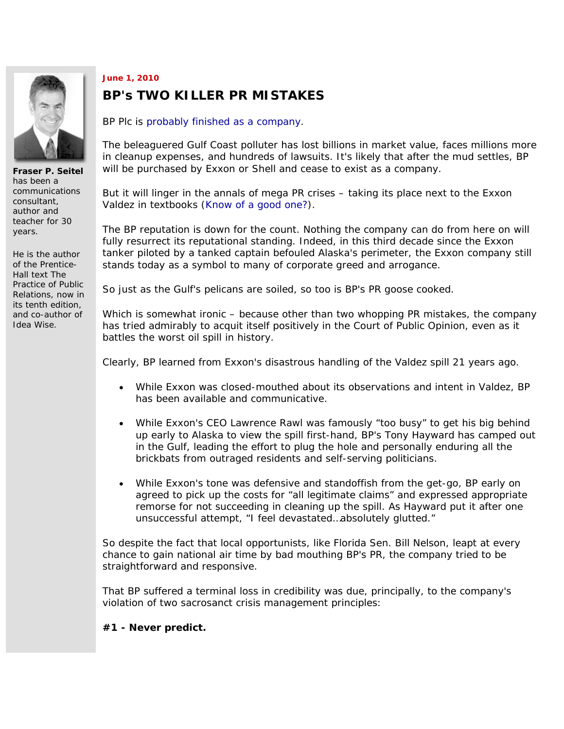**Fraser P. Seitel** has been a communications consultant, author and teacher for 30 years.

He is the author of the Prentice-Hall text The Practice of Public Relations, now in its tenth edition, and co-author of Idea Wise.

**June 1, 2010**

# BP's TWO KILLER PR MISTAKES

BP Plc is probably finished as a company.

The beleaguered Gulf Coast polluter has lost billions in market value, faces millions more in cleanup expenses, and hundreds of lawsuits. It's likely that after the mud settles, BP will be purchased by Exxon or Shell and cease to exist as a company.

But it will linger in the annals of mega PR crises – taking its place next to the Exxon Valdez in textbooks (Know of a good one?).

The BP reputation is down for the count. Nothing the company can do from here on will fully resurrect its reputational standing. Indeed, in this third decade since the Exxon tanker piloted by a tanked captain befouled Alaska's perimeter, the Exxon company still stands today as a symbol to many of corporate greed and arrogance.

So just as the Gulf's pelicans are soiled, so too is BP's PR goose cooked.

Which is somewhat ironic – because other than two whopping PR mistakes, the company has tried admirably to acquit itself positively in the Court of Public Opinion, even as it battles the worst oil spill in history.

Clearly, BP learned from Exxon's disastrous handling of the Valdez spill 21 years ago.

- While Exxon was closed-mouthed about its observations and intent in Valdez, BP has been available and communicative.
- While Exxon's CEO Lawrence Rawl was famously "too busy" to get his big behind up early to Alaska to view the spill first-hand, BP's Tony Hayward has camped out in the Gulf, leading the effort to plug the hole and personally enduring all the brickbats from outraged residents and self-serving politicians.
- While Exxon's tone was defensive and standoffish from the get-go, BP early on agreed to pick up the costs for "all legitimate claims" and expressed appropriate remorse for not succeeding in cleaning up the spill. As Hayward put it after one unsuccessful attempt, "I feel devastated…absolutely glutted."

So despite the fact that local opportunists, like Florida Sen. Bill Nelson, leapt at every chance to gain national air time by bad mouthing BP's PR, the company tried to be straightforward and responsive.

That BP suffered a terminal loss in credibility was due, principally, to the company's violation of two sacrosanct crisis management principles:

**#1 - Never predict.**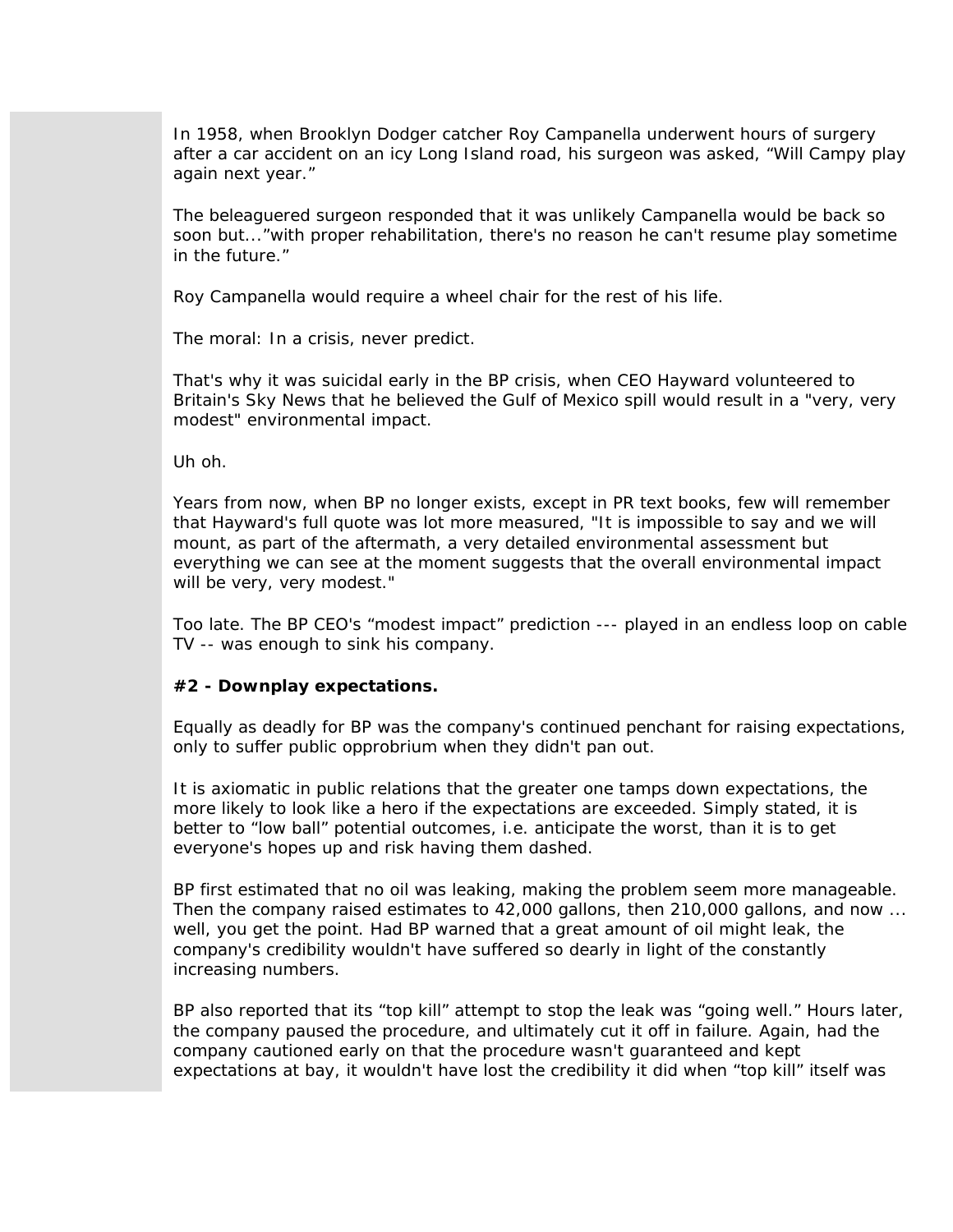In 1958, when Brooklyn Dodger catcher Roy Campanella underwent hours of surgery after a car accident on an icy Long Island road, his surgeon was asked, "Will Campy play again next year."

The beleaguered surgeon responded that it was unlikely Campanella would be back so soon but..."with proper rehabilitation, there's no reason he can't resume play sometime in the future."

Roy Campanella would require a wheel chair for the rest of his life.

The moral: In a crisis, never predict.

That's why it was suicidal early in the BP crisis, when CEO Hayward volunteered to Britain's Sky News that he believed the Gulf of Mexico spill would result in a "very, very modest" environmental impact.

Uh oh.

Years from now, when BP no longer exists, except in PR text books, few will remember that Hayward's full quote was lot more measured, "It is impossible to say and we will mount, as part of the aftermath, a very detailed environmental assessment but everything we can see at the moment suggests that the overall environmental impact will be very, very modest."

Too late. The BP CEO's "modest impact" prediction --- played in an endless loop on cable TV -- was enough to sink his company.

**#2 - Downplay expectations.**

Equally as deadly for BP was the company's continued penchant for raising expectations, only to suffer public opprobrium when they didn't pan out.

It is axiomatic in public relations that the greater one tamps down expectations, the more likely to look like a hero if the expectations are exceeded. Simply stated, it is better to "low ball" potential outcomes, i.e. anticipate the worst, than it is to get everyone's hopes up and risk having them dashed.

BP first estimated that no oil was leaking, making the problem seem more manageable. Then the company raised estimates to 42,000 gallons, then 210,000 gallons, and now ... well, you get the point. Had BP warned that a great amount of oil might leak, the company's credibility wouldn't have suffered so dearly in light of the constantly increasing numbers.

BP also reported that its "top kill" attempt to stop the leak was "going well." Hours later, the company paused the procedure, and ultimately cut it off in failure. Again, had the company cautioned early on that the procedure wasn't guaranteed and kept expectations at bay, it wouldn't have lost the credibility it did when "top kill" itself was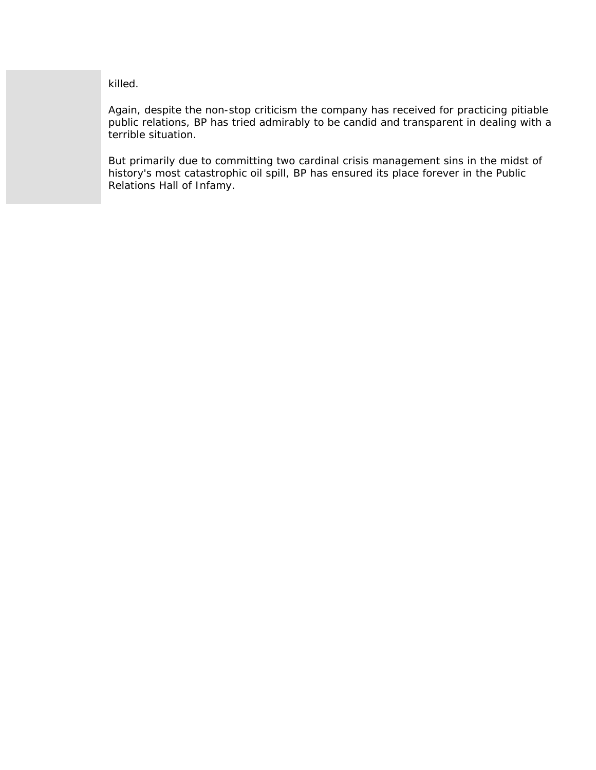killed.

Again, despite the non-stop criticism the company has received for practicing pitiable public relations, BP has tried admirably to be candid and transparent in dealing with a terrible situation.

But primarily due to committing two cardinal crisis management sins in the midst of history's most catastrophic oil spill, BP has ensured its place forever in the Public Relations Hall of Infamy.